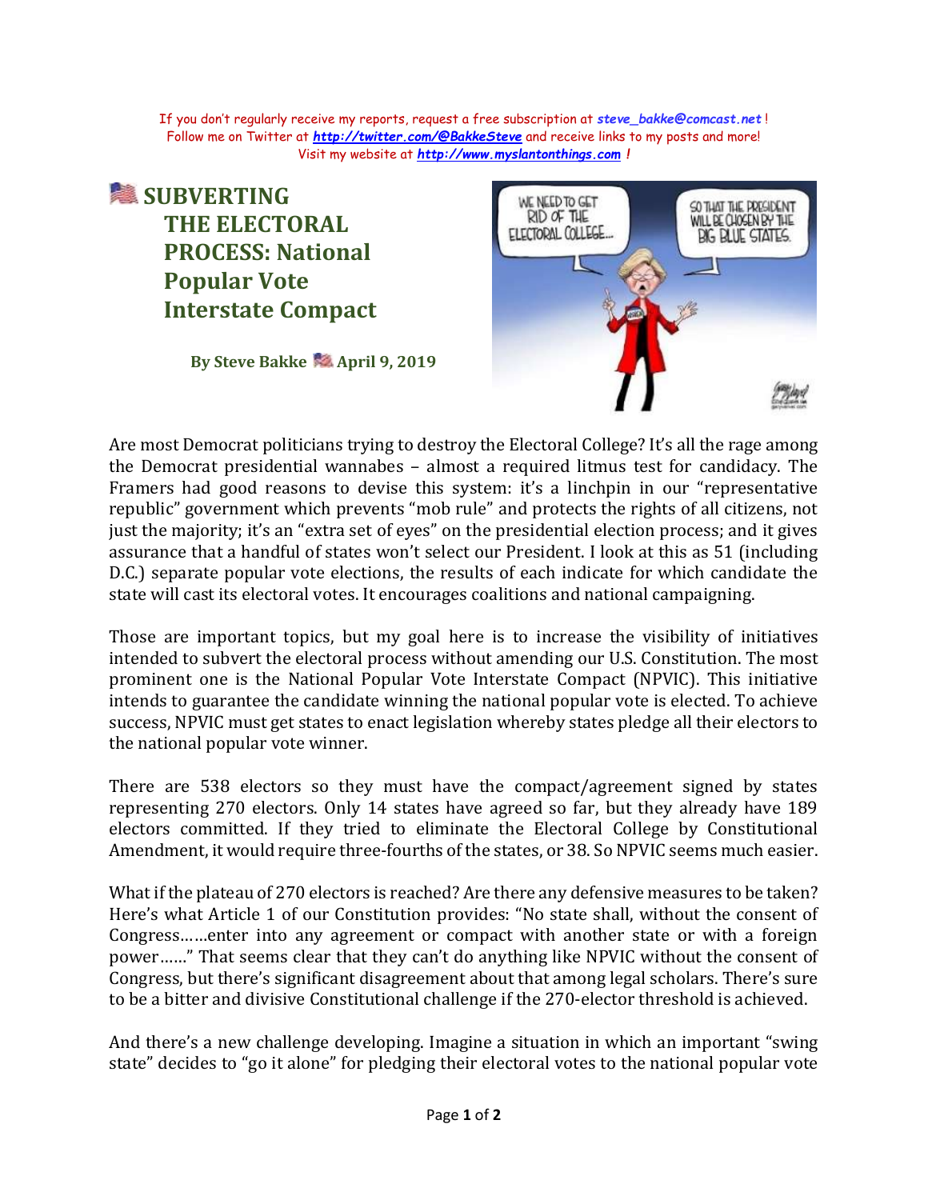If you don't regularly receive my reports, request a free subscription at ***steve_bakke@comcast.net*** !
Follow me on Twitter at ***http://twitter.com/@BakkeSteve*** and receive links to my posts and more!
Visit my website at ***http://www.myslantonthings.com*** !

# SUBVERTING THE ELECTORAL PROCESS: National Popular Vote Interstate Compact

**By Steve Bakke April 9, 2019**

Are most Democrat politicians trying to destroy the Electoral College? It's all the rage among the Democrat presidential wannabes – almost a required litmus test for candidacy. The Framers had good reasons to devise this system: it's a linchpin in our "representative republic" government which prevents "mob rule" and protects the rights of all citizens, not just the majority; it's an "extra set of eyes" on the presidential election process; and it gives assurance that a handful of states won't select our President. I look at this as 51 (including D.C.) separate popular vote elections, the results of each indicate for which candidate the state will cast its electoral votes. It encourages coalitions and national campaigning.

Those are important topics, but my goal here is to increase the visibility of initiatives intended to subvert the electoral process without amending our U.S. Constitution. The most prominent one is the National Popular Vote Interstate Compact (NPVIC). This initiative intends to guarantee the candidate winning the national popular vote is elected. To achieve success, NPVIC must get states to enact legislation whereby states pledge all their electors to the national popular vote winner.

There are 538 electors so they must have the compact/agreement signed by states representing 270 electors. Only 14 states have agreed so far, but they already have 189 electors committed. If they tried to eliminate the Electoral College by Constitutional Amendment, it would require three-fourths of the states, or 38. So NPVIC seems much easier.

What if the plateau of 270 electors is reached? Are there any defensive measures to be taken? Here's what Article 1 of our Constitution provides: "No state shall, without the consent of Congress……enter into any agreement or compact with another state or with a foreign power……" That seems clear that they can't do anything like NPVIC without the consent of Congress, but there's significant disagreement about that among legal scholars. There's sure to be a bitter and divisive Constitutional challenge if the 270-elector threshold is achieved.

And there's a new challenge developing. Imagine a situation in which an important "swing state" decides to "go it alone" for pledging their electoral votes to the national popular vote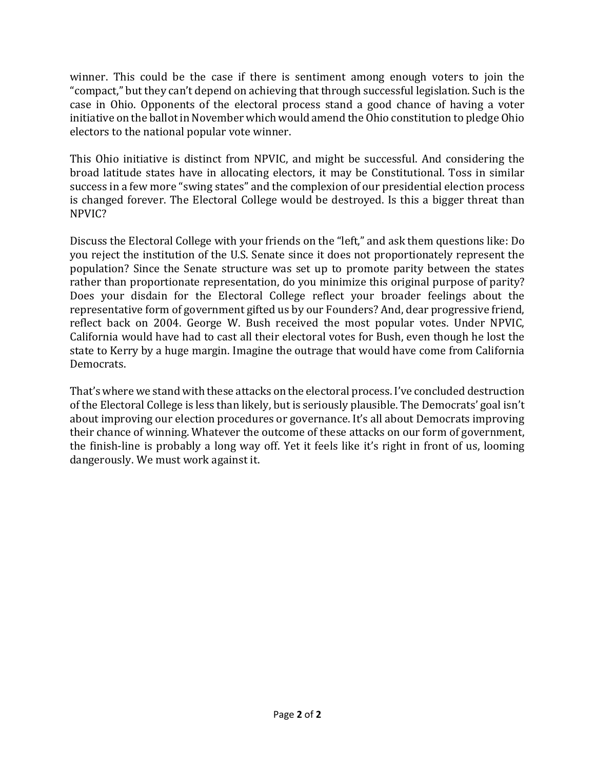winner. This could be the case if there is sentiment among enough voters to join the "compact," but they can't depend on achieving that through successful legislation. Such is the case in Ohio. Opponents of the electoral process stand a good chance of having a voter initiative on the ballot in November which would amend the Ohio constitution to pledge Ohio electors to the national popular vote winner.

This Ohio initiative is distinct from NPVIC, and might be successful. And considering the broad latitude states have in allocating electors, it may be Constitutional. Toss in similar success in a few more "swing states" and the complexion of our presidential election process is changed forever. The Electoral College would be destroyed. Is this a bigger threat than NPVIC?

Discuss the Electoral College with your friends on the "left," and ask them questions like: Do you reject the institution of the U.S. Senate since it does not proportionately represent the population? Since the Senate structure was set up to promote parity between the states rather than proportionate representation, do you minimize this original purpose of parity? Does your disdain for the Electoral College reflect your broader feelings about the representative form of government gifted us by our Founders? And, dear progressive friend, reflect back on 2004. George W. Bush received the most popular votes. Under NPVIC, California would have had to cast all their electoral votes for Bush, even though he lost the state to Kerry by a huge margin. Imagine the outrage that would have come from California Democrats.

That's where we stand with these attacks on the electoral process. I've concluded destruction of the Electoral College is less than likely, but is seriously plausible. The Democrats' goal isn't about improving our election procedures or governance. It's all about Democrats improving their chance of winning. Whatever the outcome of these attacks on our form of government, the finish-line is probably a long way off. Yet it feels like it's right in front of us, looming dangerously. We must work against it.